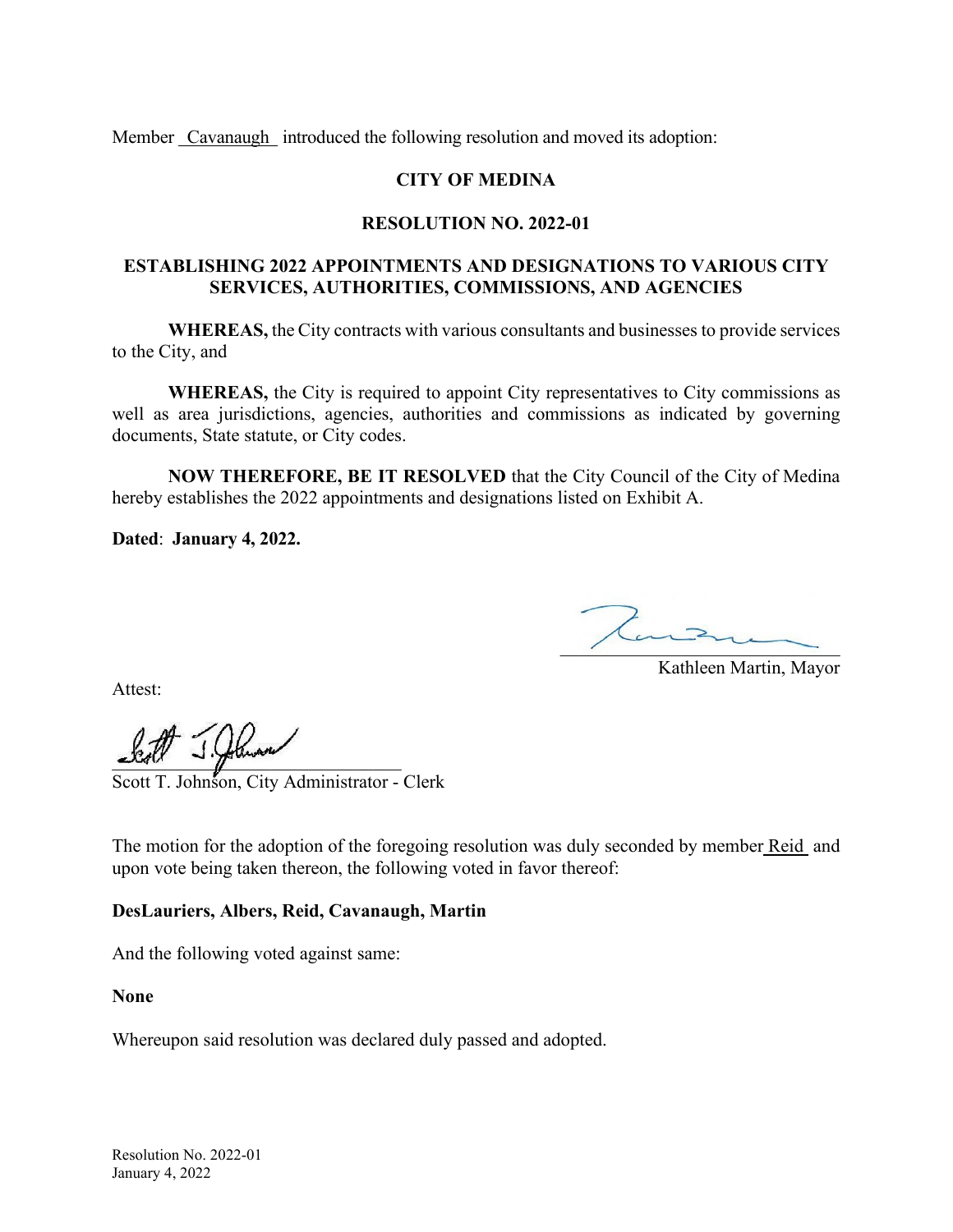Member Cavanaugh introduced the following resolution and moved its adoption:

**CITY OF MEDINA**

**RESOLUTION NO. 2022-01**

**ESTABLISHING 2022 APPOINTMENTS AND DESIGNATIONS TO VARIOUS CITY SERVICES, AUTHORITIES, COMMISSIONS, AND AGENCIES**

**WHEREAS,** the City contracts with various consultants and businesses to provide services to the City, and

**WHEREAS,** the City is required to appoint City representatives to City commissions as well as area jurisdictions, agencies, authorities and commissions as indicated by governing documents, State statute, or City codes.

**NOW THEREFORE, BE IT RESOLVED** that the City Council of the City of Medina hereby establishes the 2022 appointments and designations listed on Exhibit A.

**Dated**: **January 4, 2022.**

Kathleen Martin, Mayor

Attest:

Scott T. Johnson, City Administrator - Clerk

The motion for the adoption of the foregoing resolution was duly seconded by member Reid and upon vote being taken thereon, the following voted in favor thereof:

**DesLauriers, Albers, Reid, Cavanaugh, Martin**

And the following voted against same:

**None**

Whereupon said resolution was declared duly passed and adopted.

Resolution No. 2022-01
January 4, 2022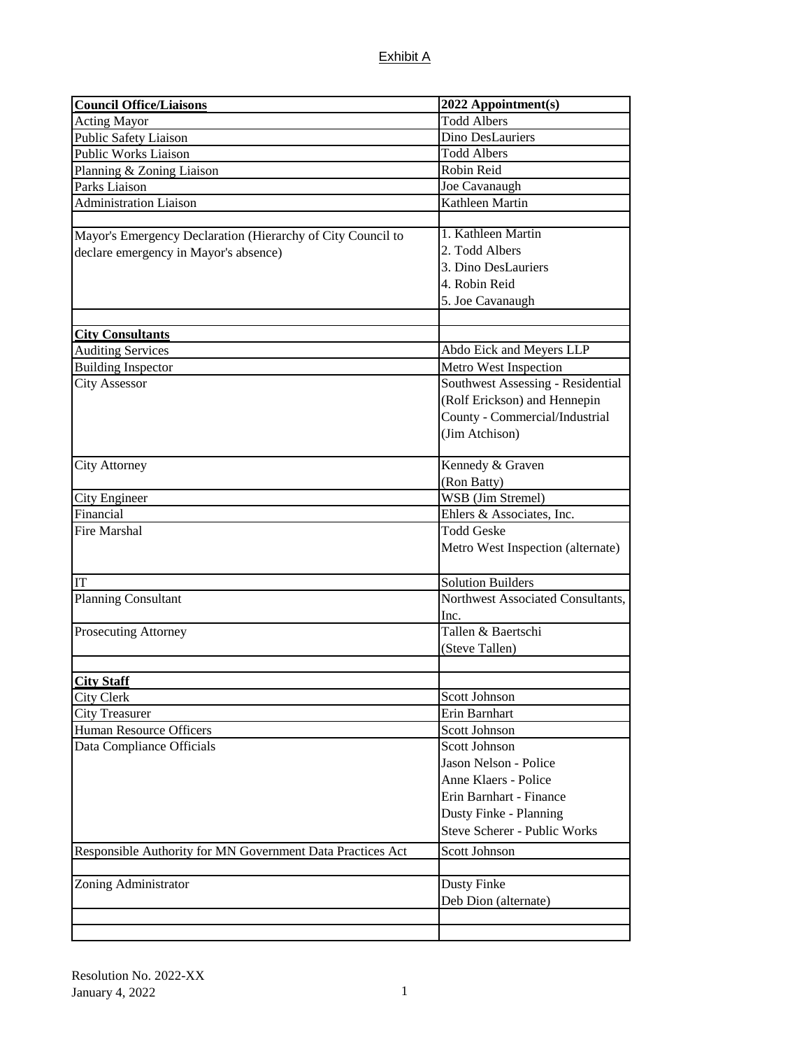Exhibit A

| Council Office/Liaisons | 2022 Appointment(s) |
|---|---|
| Acting Mayor | Todd Albers |
| Public Safety Liaison | Dino DesLauriers |
| Public Works Liaison | Todd Albers |
| Planning & Zoning Liaison | Robin Reid |
| Parks Liaison | Joe Cavanaugh |
| Administration Liaison | Kathleen Martin |
| | |
| Mayor's Emergency Declaration (Hierarchy of City Council to declare emergency in Mayor's absence) | 1. Kathleen Martin<br>2. Todd Albers<br>3. Dino DesLauriers<br>4. Robin Reid<br>5. Joe Cavanaugh |
| | |
| **City Consultants** | |
| Auditing Services | Abdo Eick and Meyers LLP |
| Building Inspector | Metro West Inspection |
| City Assessor | Southwest Assessing - Residential (Rolf Erickson) and Hennepin County - Commercial/Industrial (Jim Atchison) |
| City Attorney | Kennedy & Graven (Ron Batty) |
| City Engineer | WSB (Jim Stremel) |
| Financial | Ehlers & Associates, Inc. |
| Fire Marshal | Todd Geske<br>Metro West Inspection (alternate) |
| IT | Solution Builders |
| Planning Consultant | Northwest Associated Consultants, Inc. |
| Prosecuting Attorney | Tallen & Baertschi (Steve Tallen) |
| | |
| **City Staff** | |
| City Clerk | Scott Johnson |
| City Treasurer | Erin Barnhart |
| Human Resource Officers | Scott Johnson |
| Data Compliance Officials | Scott Johnson<br>Jason Nelson - Police<br>Anne Klaers - Police<br>Erin Barnhart - Finance<br>Dusty Finke - Planning<br>Steve Scherer - Public Works |
| Responsible Authority for MN Government Data Practices Act | Scott Johnson |
| | |
| Zoning Administrator | Dusty Finke<br>Deb Dion (alternate) |
| | |
| | |

Resolution No. 2022-XX
January 4, 2022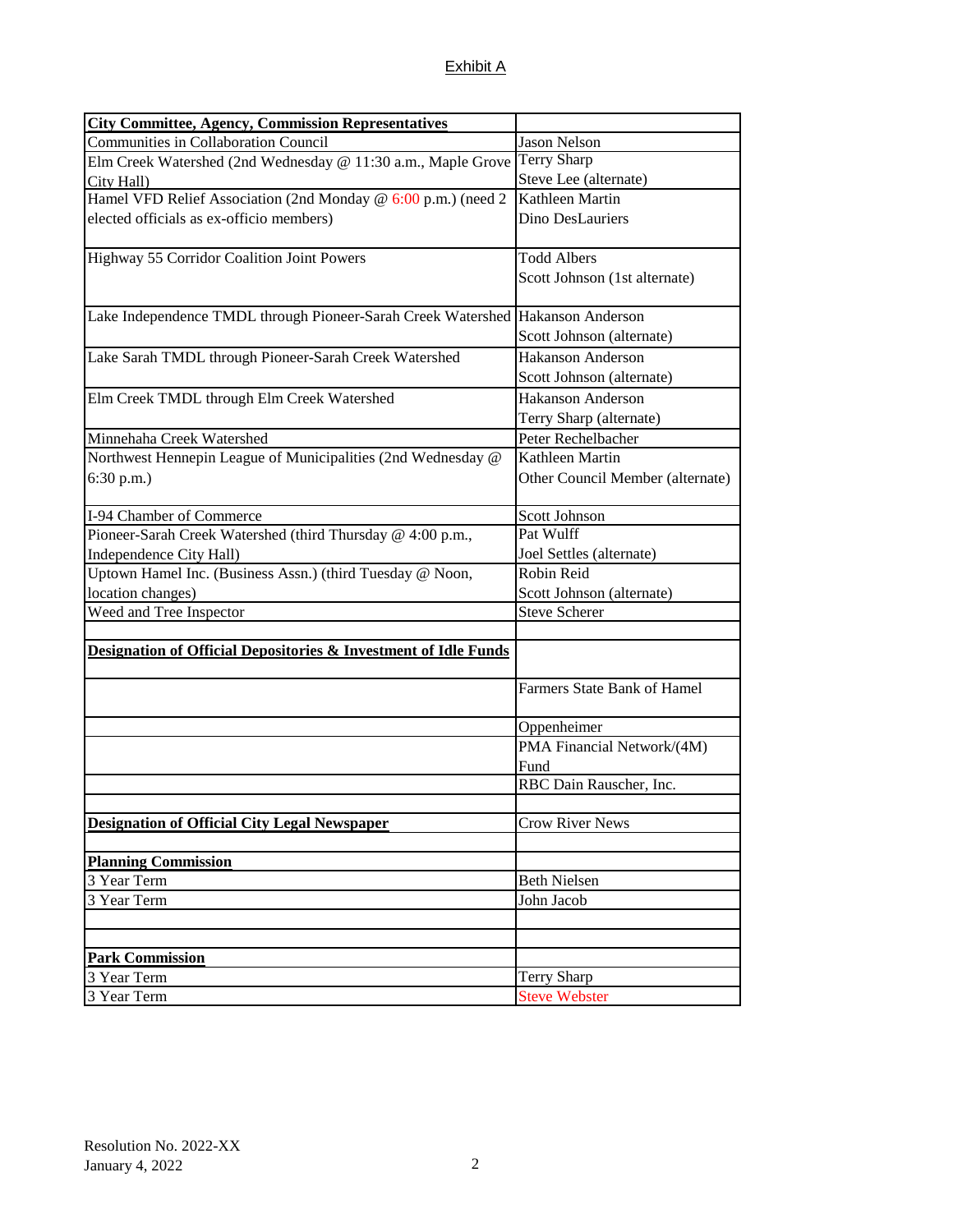Exhibit A

| | |
|---|---|
| **City Committee, Agency, Commission Representatives** | |
| Communities in Collaboration Council | Jason Nelson |
| Elm Creek Watershed (2nd Wednesday @ 11:30 a.m., Maple Grove City Hall) | Terry Sharp<br>Steve Lee (alternate) |
| Hamel VFD Relief Association (2nd Monday @ 6:00 p.m.) (need 2 elected officials as ex-officio members) | Kathleen Martin<br>Dino DesLauriers |
| Highway 55 Corridor Coalition Joint Powers | Todd Albers<br>Scott Johnson (1st alternate) |
| Lake Independence TMDL through Pioneer-Sarah Creek Watershed | Hakanson Anderson<br>Scott Johnson (alternate) |
| Lake Sarah TMDL through Pioneer-Sarah Creek Watershed | Hakanson Anderson<br>Scott Johnson (alternate) |
| Elm Creek TMDL through Elm Creek Watershed | Hakanson Anderson<br>Terry Sharp (alternate) |
| Minnehaha Creek Watershed | Peter Rechelbacher |
| Northwest Hennepin League of Municipalities (2nd Wednesday @ 6:30 p.m.) | Kathleen Martin<br>Other Council Member (alternate) |
| I-94 Chamber of Commerce | Scott Johnson |
| Pioneer-Sarah Creek Watershed (third Thursday @ 4:00 p.m., Independence City Hall) | Pat Wulff<br>Joel Settles (alternate) |
| Uptown Hamel Inc. (Business Assn.) (third Tuesday @ Noon, location changes) | Robin Reid<br>Scott Johnson (alternate) |
| Weed and Tree Inspector | Steve Scherer |
| | |
| **Designation of Official Depositories & Investment of Idle Funds** | |
| | Farmers State Bank of Hamel |
| | Oppenheimer |
| | PMA Financial Network/(4M) Fund |
| | RBC Dain Rauscher, Inc. |
| | |
| **Designation of Official City Legal Newspaper** | Crow River News |
| | |
| **Planning Commission** | |
| 3 Year Term | Beth Nielsen |
| 3 Year Term | John Jacob |
| | |
| | |
| **Park Commission** | |
| 3 Year Term | Terry Sharp |
| 3 Year Term | Steve Webster |

Resolution No. 2022-XX
January 4, 2022